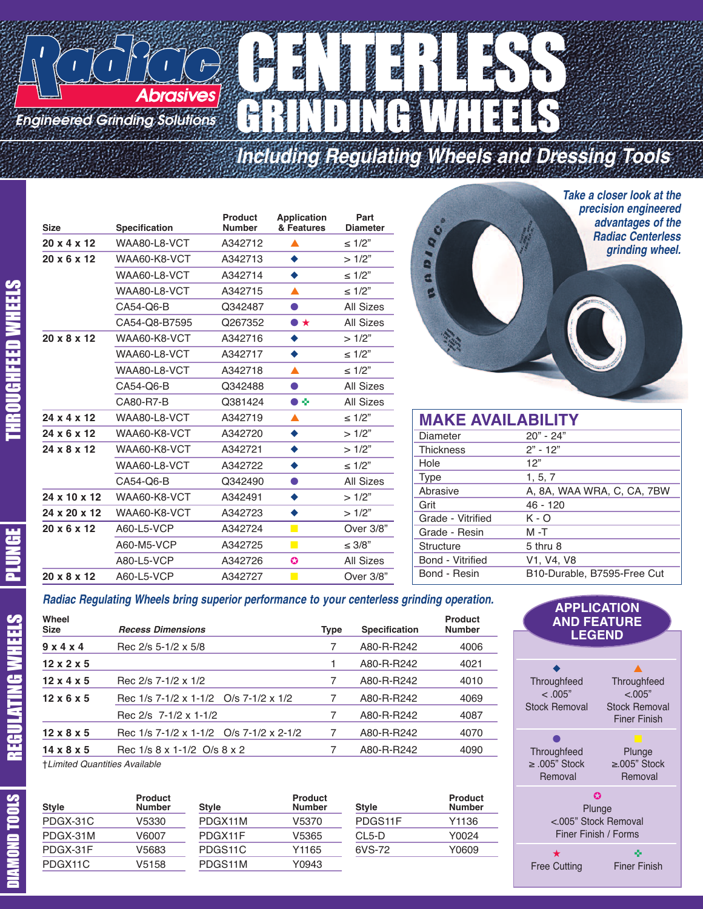# Radiac Abrasives

*Engineered Grinding Solutions*

# CENTERLESS GRINDING WHEELS

## *Including Regulating Wheels and Dressing Tools*

*Take a closer look at the precision engineered advantages of the Radiac Centerless grinding wheel.*

## THROUGHFEED WHEELS / PLUNGE

| Size | Specification | Product Number | Application & Features | Part Diameter |
|---|---|---|---|---|
| 20 x 4 x 12 | WAA80-L8-VCT | A342712 | ▲ | ≤ 1/2" |
| 20 x 6 x 12 | WAA60-K8-VCT | A342713 | ◆ | > 1/2" |
| | WAA60-L8-VCT | A342714 | ◆ | ≤ 1/2" |
| | WAA80-L8-VCT | A342715 | ▲ | ≤ 1/2" |
| | CA54-Q6-B | Q342487 | ● | All Sizes |
| | CA54-Q8-B7595 | Q267352 | ● ★ | All Sizes |
| 20 x 8 x 12 | WAA60-K8-VCT | A342716 | ◆ | > 1/2" |
| | WAA60-L8-VCT | A342717 | ◆ | ≤ 1/2" |
| | WAA80-L8-VCT | A342718 | ▲ | ≤ 1/2" |
| | CA54-Q6-B | Q342488 | ● | All Sizes |
| | CA80-R7-B | Q381424 | ● ✤ | All Sizes |
| 24 x 4 x 12 | WAA80-L8-VCT | A342719 | ▲ | ≤ 1/2" |
| 24 x 6 x 12 | WAA60-K8-VCT | A342720 | ◆ | > 1/2" |
| 24 x 8 x 12 | WAA60-K8-VCT | A342721 | ◆ | > 1/2" |
| | WAA60-L8-VCT | A342722 | ◆ | ≤ 1/2" |
| | CA54-Q6-B | Q342490 | ● | All Sizes |
| 24 x 10 x 12 | WAA60-K8-VCT | A342491 | ◆ | > 1/2" |
| 24 x 20 x 12 | WAA60-K8-VCT | A342723 | ◆ | > 1/2" |
| 20 x 6 x 12 | A60-L5-VCP | A342724 | ■ | Over 3/8" |
| | A60-M5-VCP | A342725 | ■ | ≤ 3/8" |
| | A80-L5-VCP | A342726 | ✪ | All Sizes |
| 20 x 8 x 12 | A60-L5-VCP | A342727 | ■ | Over 3/8" |

## MAKE AVAILABILITY

| | |
|---|---|
| Diameter | 20" - 24" |
| Thickness | 2" - 12" |
| Hole | 12" |
| Type | 1, 5, 7 |
| Abrasive | A, 8A, WAA WRA, C, CA, 7BW |
| Grit | 46 - 120 |
| Grade - Vitrified | K - O |
| Grade - Resin | M -T |
| Structure | 5 thru 8 |
| Bond - Vitrified | V1, V4, V8 |
| Bond - Resin | B10-Durable, B7595-Free Cut |

## REGULATING WHEELS

*Radiac Regulating Wheels bring superior performance to your centerless grinding operation.*

| Wheel Size | *Recess Dimensions* | Type | Specification | Product Number |
|---|---|---|---|---|
| 9 x 4 x 4 | Rec 2/s 5-1/2 x 5/8 | 7 | A80-R-R242 | 4006 |
| 12 x 2 x 5 | | 1 | A80-R-R242 | 4021 |
| 12 x 4 x 5 | Rec 2/s 7-1/2 x 1/2 | 7 | A80-R-R242 | 4010 |
| 12 x 6 x 5 | Rec 1/s 7-1/2 x 1-1/2 O/s 7-1/2 x 1/2 | 7 | A80-R-R242 | 4069 |
| | Rec 2/s 7-1/2 x 1-1/2 | 7 | A80-R-R242 | 4087 |
| 12 x 8 x 5 | Rec 1/s 7-1/2 x 1-1/2 O/s 7-1/2 x 2-1/2 | 7 | A80-R-R242 | 4070 |
| 14 x 8 x 5 | Rec 1/s 8 x 1-1/2 O/s 8 x 2 | 7 | A80-R-R242 | 4090 |

*†Limited Quantities Available*

## DIAMOND TOOLS

| Style | Product Number | Style | Product Number | Style | Product Number |
|---|---|---|---|---|---|
| PDGX-31C | V5330 | PDGX11M | V5370 | PDGS11F | Y1136 |
| PDGX-31M | V6007 | PDGX11F | V5365 | CL5-D | Y0024 |
| PDGX-31F | V5683 | PDGS11C | Y1165 | 6VS-72 | Y0609 |
| PDGX11C | V5158 | PDGS11M | Y0943 | | |

## APPLICATION AND FEATURE LEGEND

- ◆ Throughfeed < .005" Stock Removal
- ▲ Throughfeed <.005" Stock Removal Finer Finish
- ● Throughfeed ≥ .005" Stock Removal
- ■ Plunge ≥.005" Stock Removal
- ✪ Plunge <.005" Stock Removal Finer Finish / Forms
- ★ Free Cutting
- ✤ Finer Finish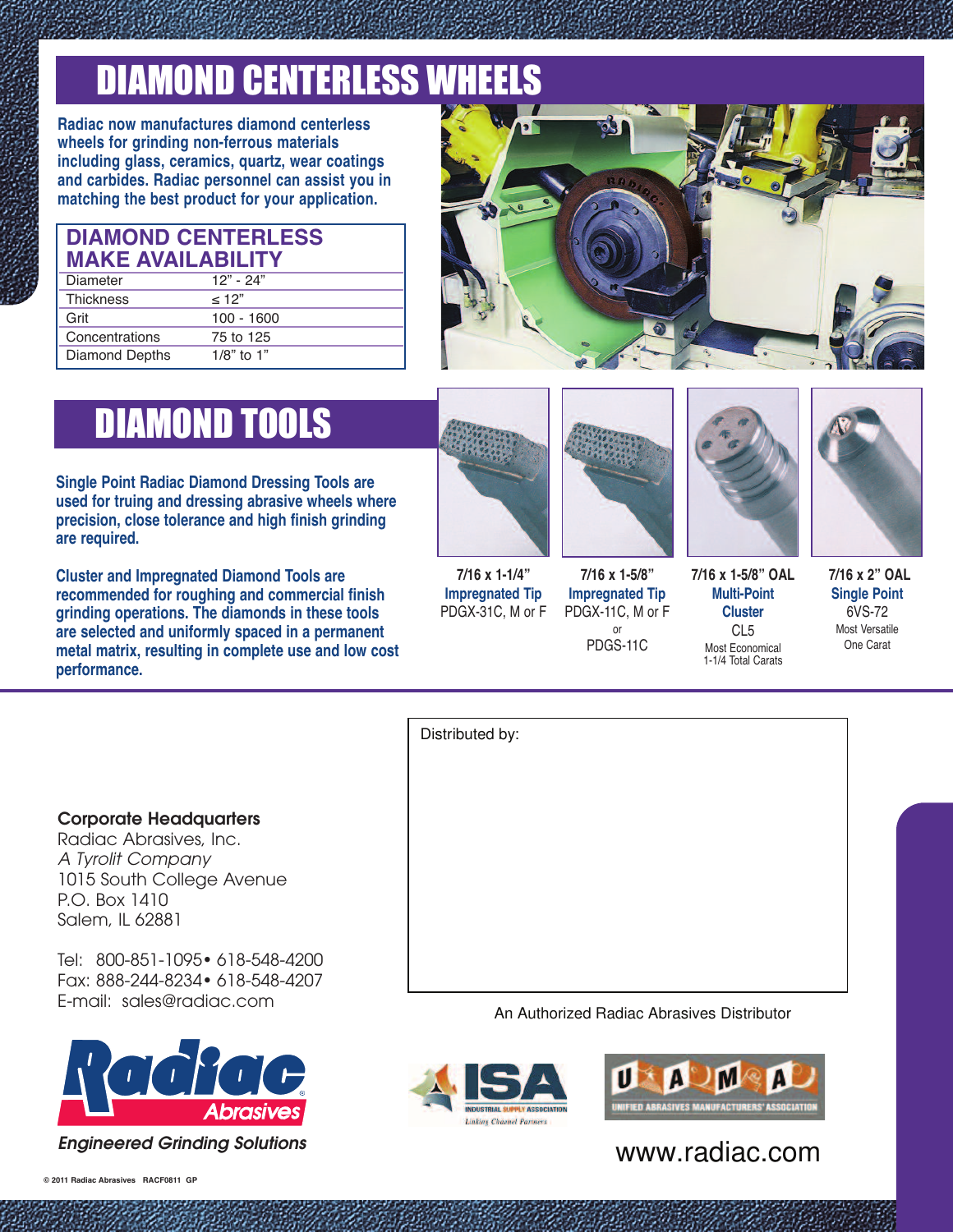# DIAMOND CENTERLESS WHEELS

**Radiac now manufactures diamond centerless wheels for grinding non-ferrous materials including glass, ceramics, quartz, wear coatings and carbides. Radiac personnel can assist you in matching the best product for your application.**

## DIAMOND CENTERLESS MAKE AVAILABILITY

| | |
|---|---|
| Diameter | 12" - 24" |
| Thickness | ≤ 12" |
| Grit | 100 - 1600 |
| Concentrations | 75 to 125 |
| Diamond Depths | 1/8" to 1" |

# DIAMOND TOOLS

**Single Point Radiac Diamond Dressing Tools are used for truing and dressing abrasive wheels where precision, close tolerance and high finish grinding are required.**

**Cluster and Impregnated Diamond Tools are recommended for roughing and commercial finish grinding operations. The diamonds in these tools are selected and uniformly spaced in a permanent metal matrix, resulting in complete use and low cost performance.**

**7/16 x 1-1/4"**
**Impregnated Tip**
PDGX-31C, M or F

**7/16 x 1-5/8"**
**Impregnated Tip**
PDGX-11C, M or F
or
PDGS-11C

**7/16 x 1-5/8" OAL**
**Multi-Point Cluster**
CL5
Most Economical
1-1/4 Total Carats

**7/16 x 2" OAL**
**Single Point**
6VS-72
Most Versatile
One Carat

**Corporate Headquarters**
Radiac Abrasives, Inc.
*A Tyrolit Company*
1015 South College Avenue
P.O. Box 1410
Salem, IL 62881

Tel: 800-851-1095• 618-548-4200
Fax: 888-244-8234• 618-548-4207
E-mail: sales@radiac.com

Radiac Abrasives
*Engineered Grinding Solutions*

Distributed by:

An Authorized Radiac Abrasives Distributor

ISA INDUSTRIAL SUPPLY ASSOCIATION *Linking Channel Partners*

UAMA UNIFIED ABRASIVES MANUFACTURERS' ASSOCIATION

www.radiac.com

© 2011 Radiac Abrasives RACF0811 GP